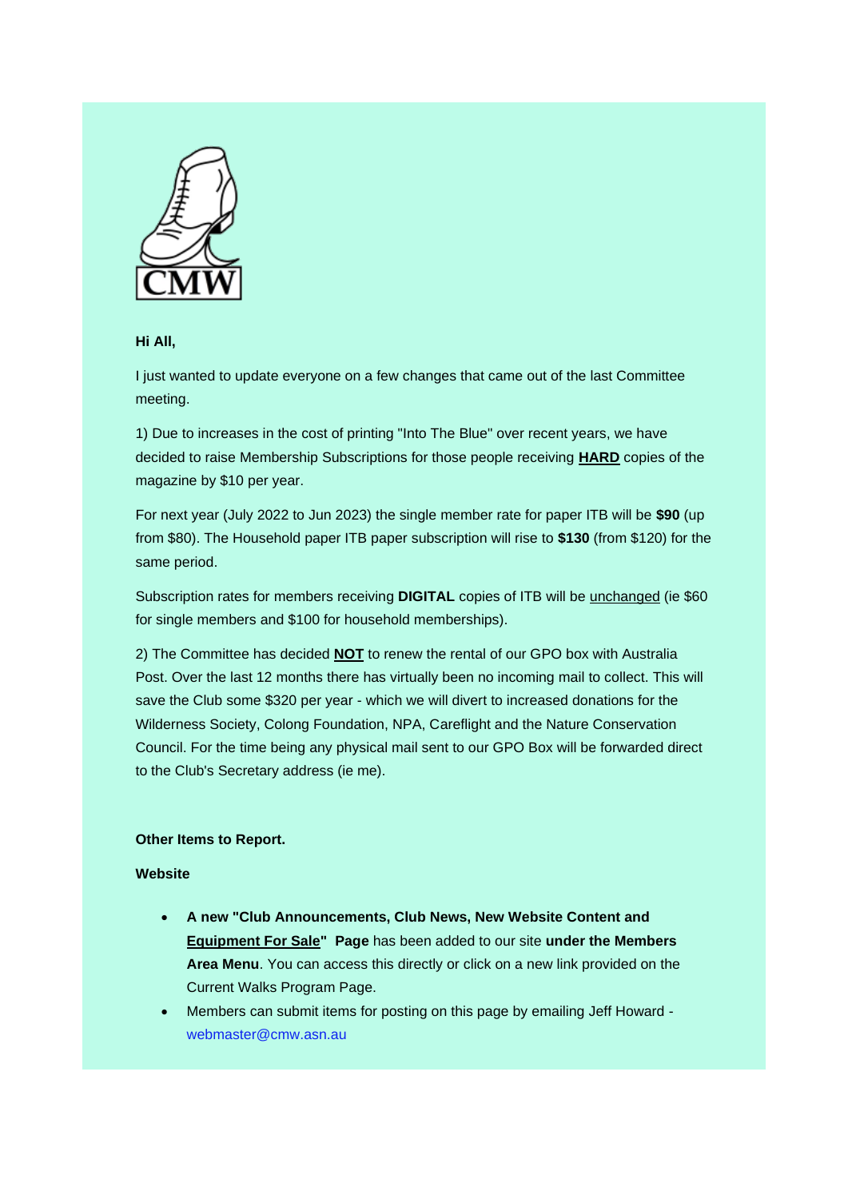CMW

**Hi All,**

I just wanted to update everyone on a few changes that came out of the last Committee meeting.

1) Due to increases in the cost of printing "Into The Blue" over recent years, we have decided to raise Membership Subscriptions for those people receiving **HARD** copies of the magazine by $10 per year.

For next year (July 2022 to Jun 2023) the single member rate for paper ITB will be **$90** (up from $80). The Household paper ITB paper subscription will rise to **$130** (from $120) for the same period.

Subscription rates for members receiving **DIGITAL** copies of ITB will be unchanged (ie $60 for single members and $100 for household memberships).

2) The Committee has decided **NOT** to renew the rental of our GPO box with Australia Post. Over the last 12 months there has virtually been no incoming mail to collect. This will save the Club some $320 per year - which we will divert to increased donations for the Wilderness Society, Colong Foundation, NPA, Careflight and the Nature Conservation Council. For the time being any physical mail sent to our GPO Box will be forwarded direct to the Club's Secretary address (ie me).

**Other Items to Report.**

**Website**

- **A new "Club Announcements, Club News, New Website Content and Equipment For Sale" Page** has been added to our site **under the Members Area Menu**. You can access this directly or click on a new link provided on the Current Walks Program Page.
- Members can submit items for posting on this page by emailing Jeff Howard - webmaster@cmw.asn.au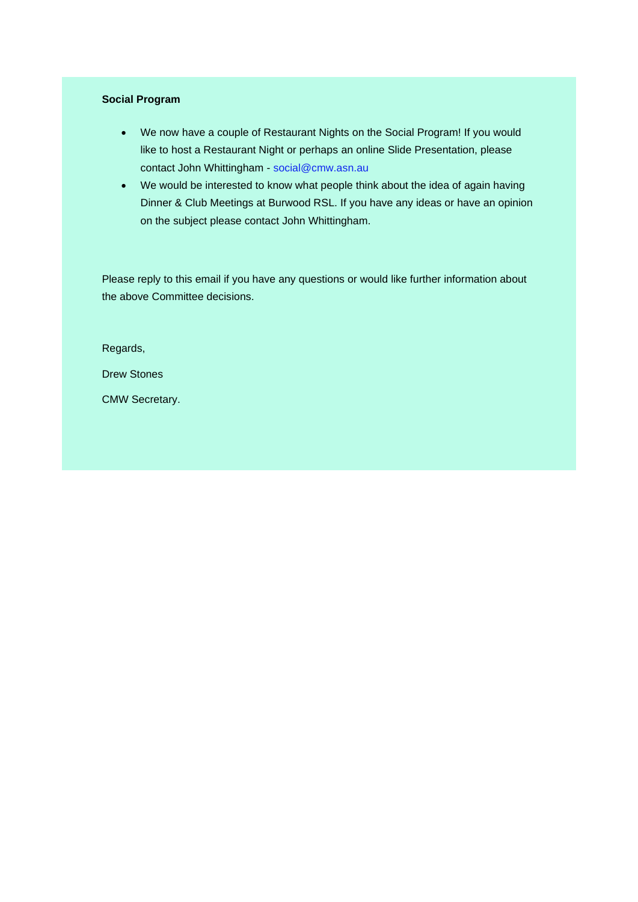**Social Program**

- We now have a couple of Restaurant Nights on the Social Program! If you would like to host a Restaurant Night or perhaps an online Slide Presentation, please contact John Whittingham - social@cmw.asn.au
- We would be interested to know what people think about the idea of again having Dinner & Club Meetings at Burwood RSL. If you have any ideas or have an opinion on the subject please contact John Whittingham.

Please reply to this email if you have any questions or would like further information about the above Committee decisions.

Regards,

Drew Stones

CMW Secretary.